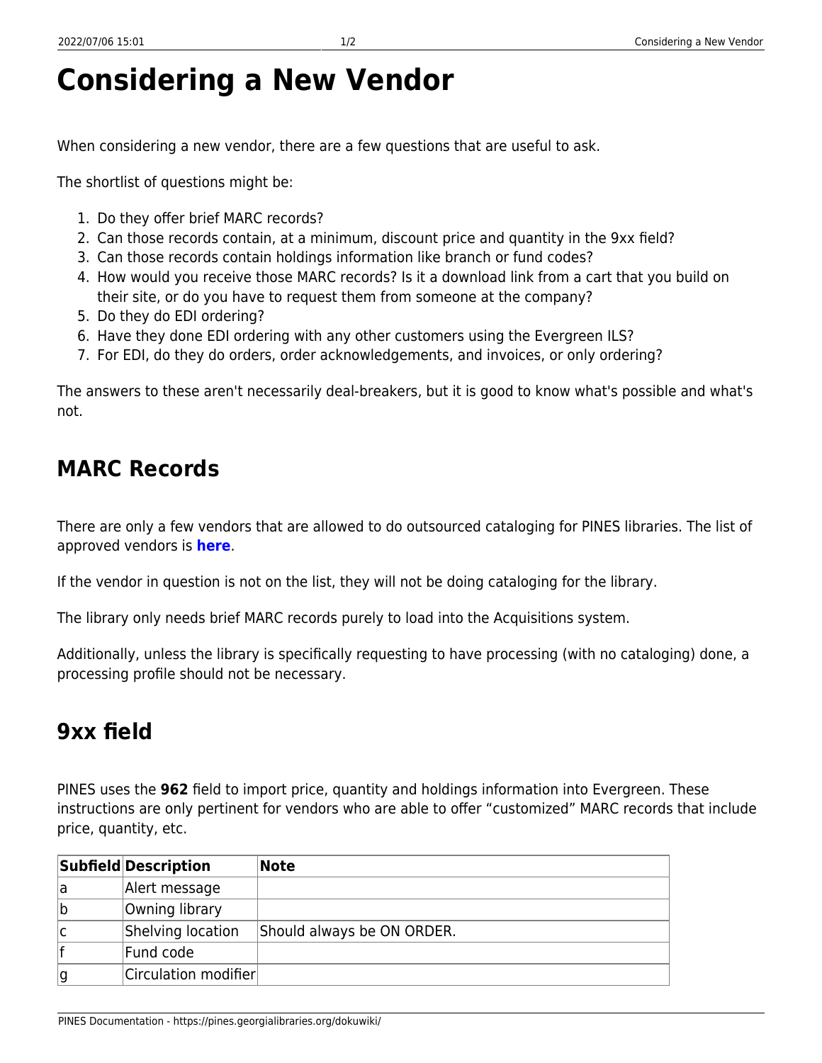# Considering a New Vendor

When considering a new vendor, there are a few questions that are useful to ask.

The shortlist of questions might be:

1. Do they offer brief MARC records?
2. Can those records contain, at a minimum, discount price and quantity in the 9xx field?
3. Can those records contain holdings information like branch or fund codes?
4. How would you receive those MARC records? Is it a download link from a cart that you build on their site, or do you have to request them from someone at the company?
5. Do they do EDI ordering?
6. Have they done EDI ordering with any other customers using the Evergreen ILS?
7. For EDI, do they do orders, order acknowledgements, and invoices, or only ordering?

The answers to these aren't necessarily deal-breakers, but it is good to know what's possible and what's not.

## MARC Records

There are only a few vendors that are allowed to do outsourced cataloging for PINES libraries. The list of approved vendors is **here**.

If the vendor in question is not on the list, they will not be doing cataloging for the library.

The library only needs brief MARC records purely to load into the Acquisitions system.

Additionally, unless the library is specifically requesting to have processing (with no cataloging) done, a processing profile should not be necessary.

## 9xx field

PINES uses the **962** field to import price, quantity and holdings information into Evergreen. These instructions are only pertinent for vendors who are able to offer "customized" MARC records that include price, quantity, etc.

| Subfield | Description | Note |
|---|---|---|
| a | Alert message | |
| b | Owning library | |
| c | Shelving location | Should always be ON ORDER. |
| f | Fund code | |
| g | Circulation modifier | |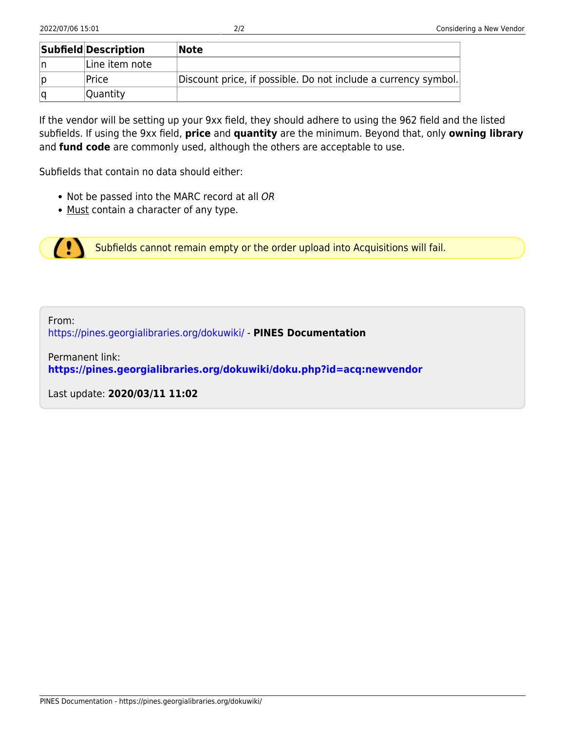| Subfield | Description | Note |
|---|---|---|
| n | Line item note | |
| p | Price | Discount price, if possible. Do not include a currency symbol. |
| q | Quantity | |

If the vendor will be setting up your 9xx field, they should adhere to using the 962 field and the listed subfields. If using the 9xx field, **price** and **quantity** are the minimum. Beyond that, only **owning library** and **fund code** are commonly used, although the others are acceptable to use.

Subfields that contain no data should either:

- Not be passed into the MARC record at all *OR*
- Must contain a character of any type.

Subfields cannot remain empty or the order upload into Acquisitions will fail.

From:
https://pines.georgialibraries.org/dokuwiki/ - **PINES Documentation**

Permanent link:
**https://pines.georgialibraries.org/dokuwiki/doku.php?id=acq:newvendor**

Last update: **2020/03/11 11:02**